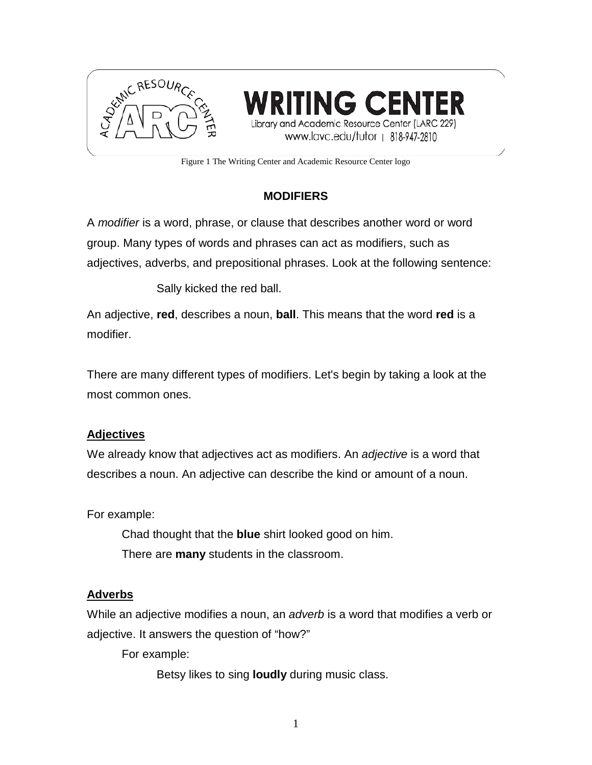WRITING CENTER

Library and Academic Resource Center (LARC 229)
www.lavc.edu/tutor | 818-947-2810

Figure 1 The Writing Center and Academic Resource Center logo

# MODIFIERS

A *modifier* is a word, phrase, or clause that describes another word or word group. Many types of words and phrases can act as modifiers, such as adjectives, adverbs, and prepositional phrases. Look at the following sentence:

Sally kicked the red ball.

An adjective, **red**, describes a noun, **ball**. This means that the word **red** is a modifier.

There are many different types of modifiers. Let's begin by taking a look at the most common ones.

## Adjectives

We already know that adjectives act as modifiers. An *adjective* is a word that describes a noun. An adjective can describe the kind or amount of a noun.

For example:

Chad thought that the **blue** shirt looked good on him.
There are **many** students in the classroom.

## Adverbs

While an adjective modifies a noun, an *adverb* is a word that modifies a verb or adjective. It answers the question of "how?"

For example:

Betsy likes to sing **loudly** during music class.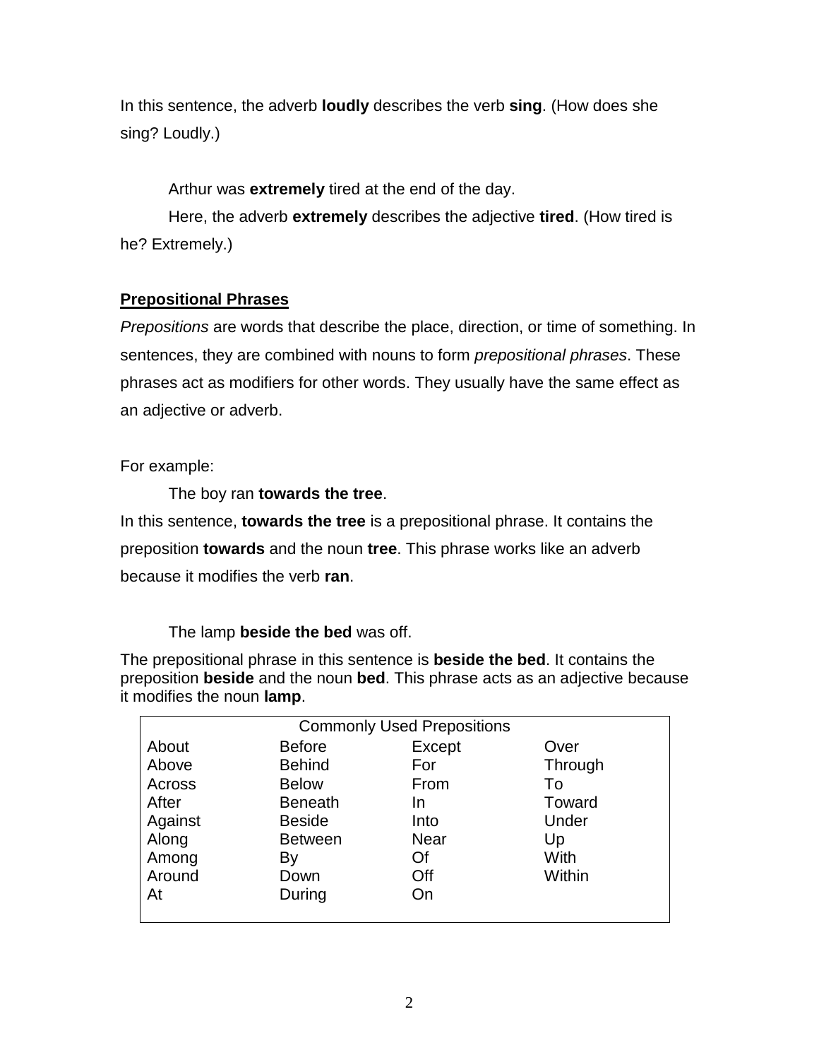In this sentence, the adverb **loudly** describes the verb **sing**. (How does she sing? Loudly.)

Arthur was **extremely** tired at the end of the day.

Here, the adverb **extremely** describes the adjective **tired**. (How tired is he? Extremely.)

## Prepositional Phrases

*Prepositions* are words that describe the place, direction, or time of something. In sentences, they are combined with nouns to form *prepositional phrases*. These phrases act as modifiers for other words. They usually have the same effect as an adjective or adverb.

For example:

The boy ran **towards the tree**.

In this sentence, **towards the tree** is a prepositional phrase. It contains the preposition **towards** and the noun **tree**. This phrase works like an adverb because it modifies the verb **ran**.

The lamp **beside the bed** was off.

The prepositional phrase in this sentence is **beside the bed**. It contains the preposition **beside** and the noun **bed**. This phrase acts as an adjective because it modifies the noun **lamp**.

| Commonly Used Prepositions | | | |
|---|---|---|---|
| About | Before | Except | Over |
| Above | Behind | For | Through |
| Across | Below | From | To |
| After | Beneath | In | Toward |
| Against | Beside | Into | Under |
| Along | Between | Near | Up |
| Among | By | Of | With |
| Around | Down | Off | Within |
| At | During | On | |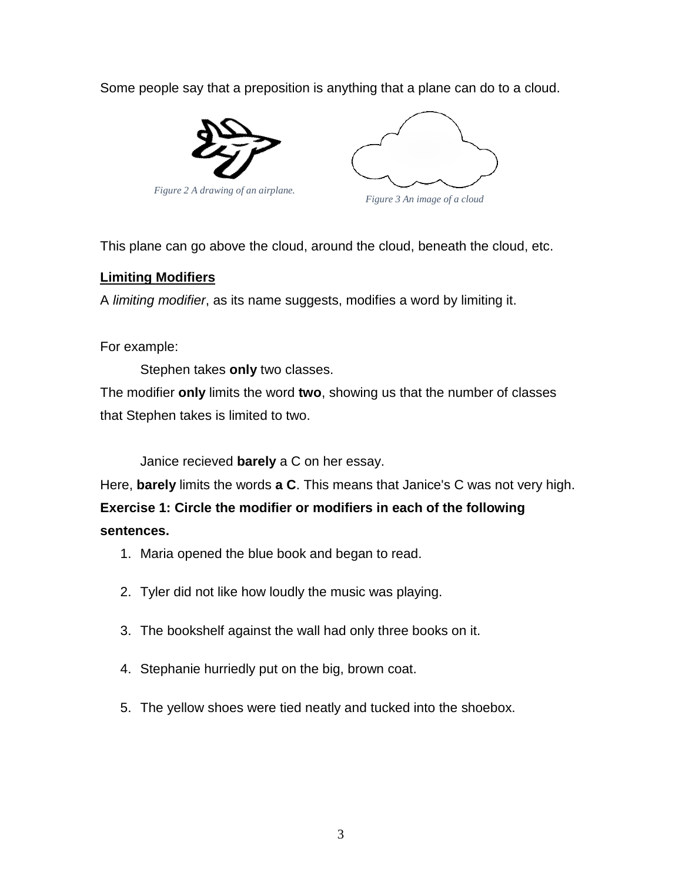Some people say that a preposition is anything that a plane can do to a cloud.

*Figure 2 A drawing of an airplane.*

*Figure 3 An image of a cloud*

This plane can go above the cloud, around the cloud, beneath the cloud, etc.

**Limiting Modifiers**

A *limiting modifier*, as its name suggests, modifies a word by limiting it.

For example:

Stephen takes **only** two classes.

The modifier **only** limits the word **two**, showing us that the number of classes that Stephen takes is limited to two.

Janice recieved **barely** a C on her essay.

Here, **barely** limits the words **a C**. This means that Janice's C was not very high.

**Exercise 1: Circle the modifier or modifiers in each of the following sentences.**

1. Maria opened the blue book and began to read.
2. Tyler did not like how loudly the music was playing.
3. The bookshelf against the wall had only three books on it.
4. Stephanie hurriedly put on the big, brown coat.
5. The yellow shoes were tied neatly and tucked into the shoebox.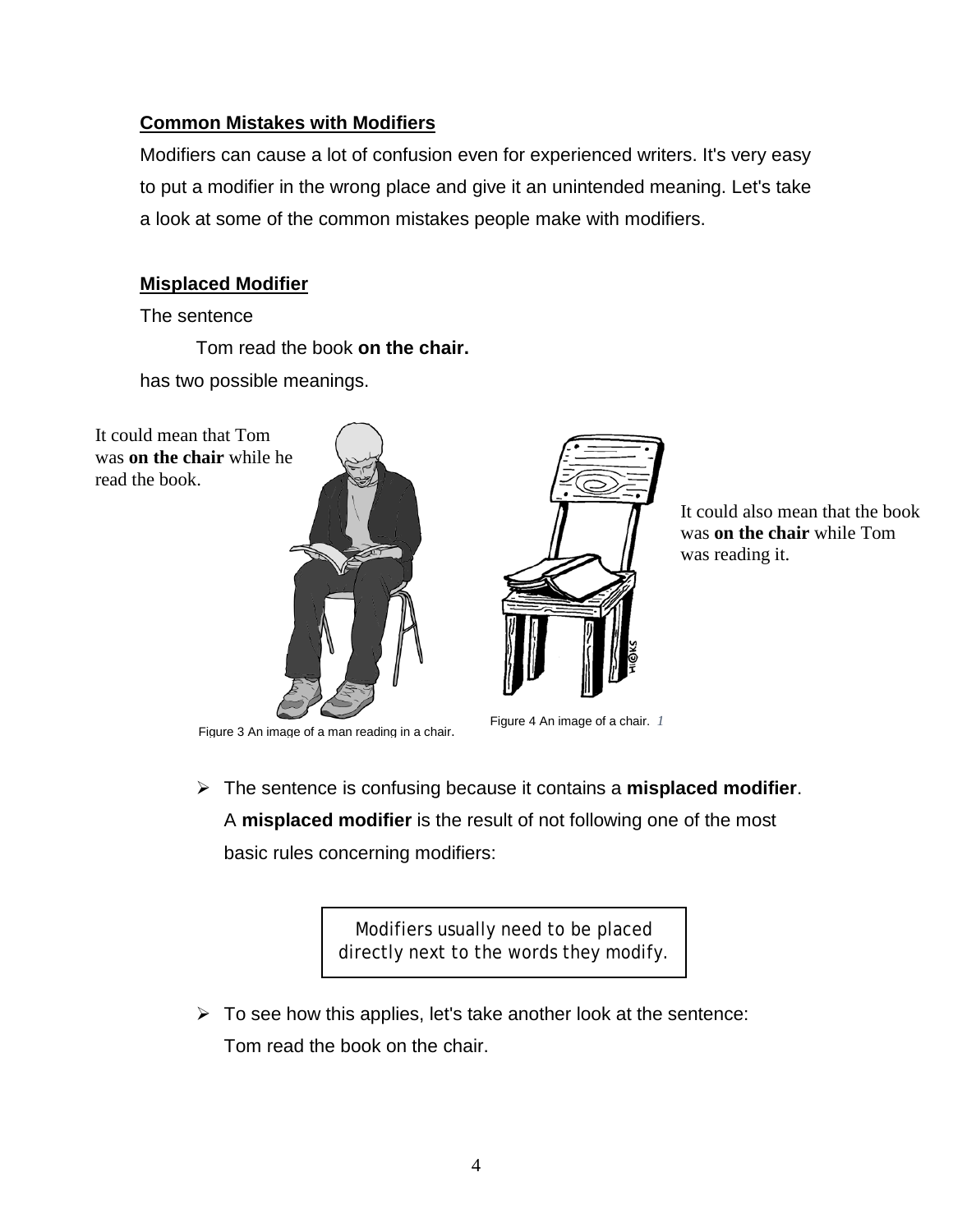**Common Mistakes with Modifiers**

Modifiers can cause a lot of confusion even for experienced writers. It's very easy to put a modifier in the wrong place and give it an unintended meaning. Let's take a look at some of the common mistakes people make with modifiers.

**Misplaced Modifier**

The sentence

> Tom read the book **on the chair.**

has two possible meanings.

It could mean that Tom was **on the chair** while he read the book.

It could also mean that the book was **on the chair** while Tom was reading it.

Figure 3 An image of a man reading in a chair.

Figure 4 An image of a chair. *1*

- The sentence is confusing because it contains a **misplaced modifier**. A **misplaced modifier** is the result of not following one of the most basic rules concerning modifiers:

> Modifiers usually need to be placed directly next to the words they modify.

- To see how this applies, let's take another look at the sentence:
  Tom read the book on the chair.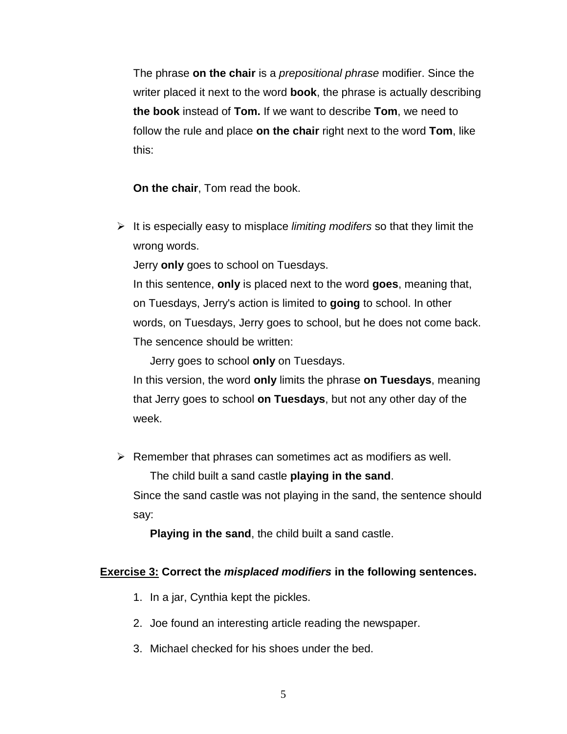The phrase **on the chair** is a *prepositional phrase* modifier. Since the writer placed it next to the word **book**, the phrase is actually describing **the book** instead of **Tom.** If we want to describe **Tom**, we need to follow the rule and place **on the chair** right next to the word **Tom**, like this:

**On the chair**, Tom read the book.

- It is especially easy to misplace *limiting modifers* so that they limit the wrong words.

  Jerry **only** goes to school on Tuesdays.

  In this sentence, **only** is placed next to the word **goes**, meaning that, on Tuesdays, Jerry's action is limited to **going** to school. In other words, on Tuesdays, Jerry goes to school, but he does not come back. The sencence should be written:

  Jerry goes to school **only** on Tuesdays.

  In this version, the word **only** limits the phrase **on Tuesdays**, meaning that Jerry goes to school **on Tuesdays**, but not any other day of the week.

- Remember that phrases can sometimes act as modifiers as well.

  The child built a sand castle **playing in the sand**.

  Since the sand castle was not playing in the sand, the sentence should say:

  **Playing in the sand**, the child built a sand castle.

**<u>Exercise 3:</u> Correct the *misplaced modifiers* in the following sentences.**

1. In a jar, Cynthia kept the pickles.
2. Joe found an interesting article reading the newspaper.
3. Michael checked for his shoes under the bed.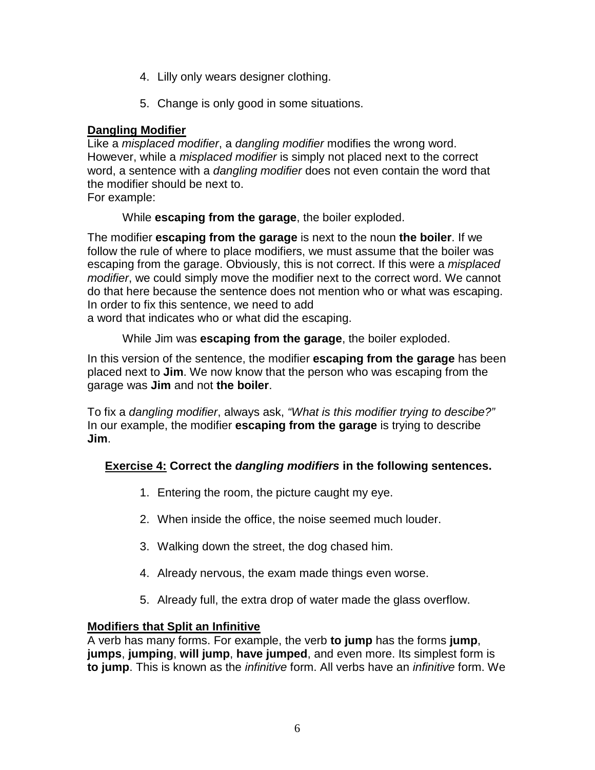4. Lilly only wears designer clothing.

5. Change is only good in some situations.

**Dangling Modifier**

Like a *misplaced modifier*, a *dangling modifier* modifies the wrong word. However, while a *misplaced modifier* is simply not placed next to the correct word, a sentence with a *dangling modifier* does not even contain the word that the modifier should be next to.
For example:

> While **escaping from the garage**, the boiler exploded.

The modifier **escaping from the garage** is next to the noun **the boiler**. If we follow the rule of where to place modifiers, we must assume that the boiler was escaping from the garage. Obviously, this is not correct. If this were a *misplaced modifier*, we could simply move the modifier next to the correct word. We cannot do that here because the sentence does not mention who or what was escaping. In order to fix this sentence, we need to add
a word that indicates who or what did the escaping.

> While Jim was **escaping from the garage**, the boiler exploded.

In this version of the sentence, the modifier **escaping from the garage** has been placed next to **Jim**. We now know that the person who was escaping from the garage was **Jim** and not **the boiler**.

To fix a *dangling modifier*, always ask, *"What is this modifier trying to descibe?"* In our example, the modifier **escaping from the garage** is trying to describe **Jim**.

**Exercise 4: Correct the *dangling modifiers* in the following sentences.**

1. Entering the room, the picture caught my eye.

2. When inside the office, the noise seemed much louder.

3. Walking down the street, the dog chased him.

4. Already nervous, the exam made things even worse.

5. Already full, the extra drop of water made the glass overflow.

**Modifiers that Split an Infinitive**

A verb has many forms. For example, the verb **to jump** has the forms **jump**, **jumps**, **jumping**, **will jump**, **have jumped**, and even more. Its simplest form is **to jump**. This is known as the *infinitive* form. All verbs have an *infinitive* form. We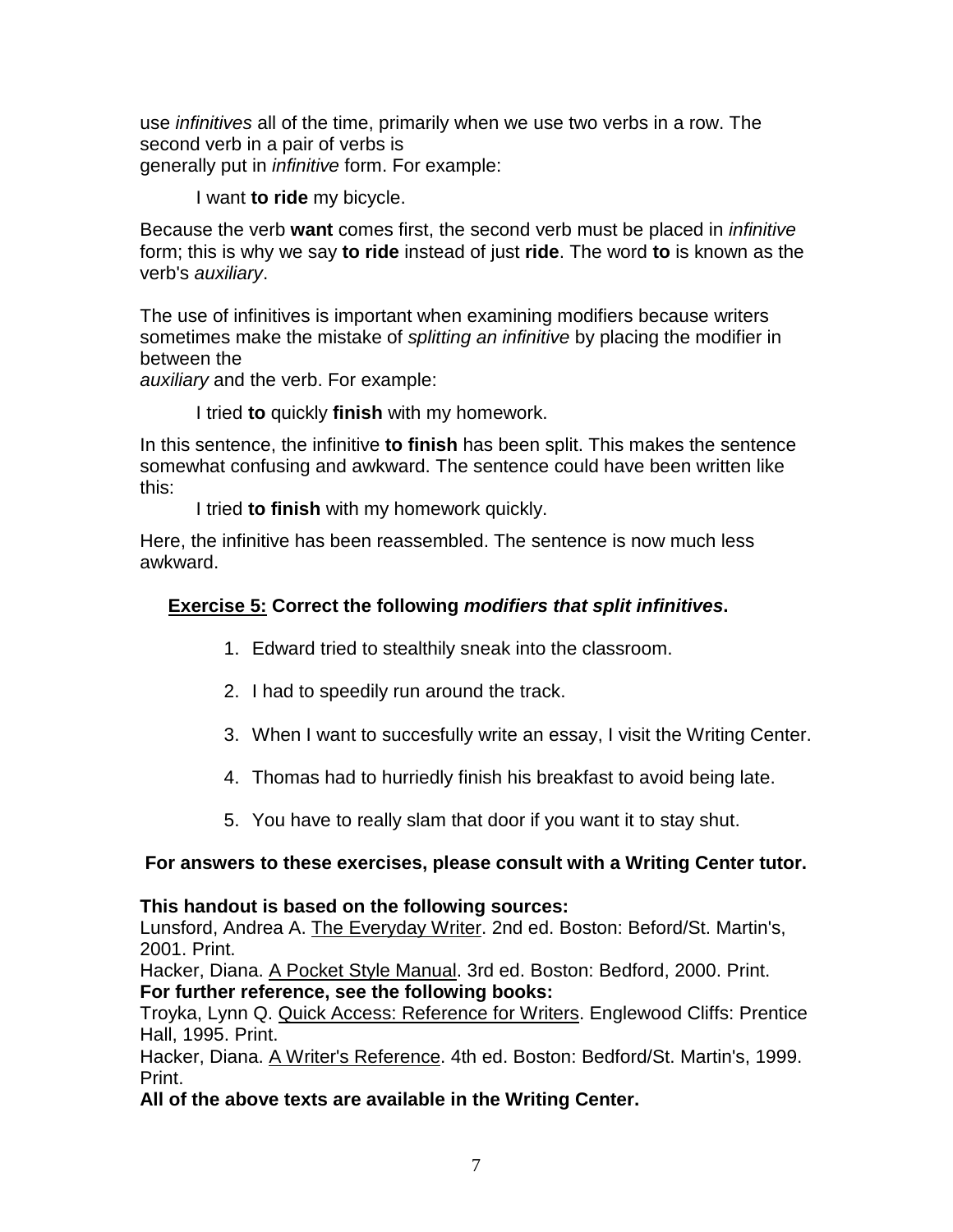use *infinitives* all of the time, primarily when we use two verbs in a row. The second verb in a pair of verbs is generally put in *infinitive* form. For example:

> I want **to ride** my bicycle.

Because the verb **want** comes first, the second verb must be placed in *infinitive* form; this is why we say **to ride** instead of just **ride**. The word **to** is known as the verb's *auxiliary*.

The use of infinitives is important when examining modifiers because writers sometimes make the mistake of *splitting an infinitive* by placing the modifier in between the *auxiliary* and the verb. For example:

> I tried **to** quickly **finish** with my homework.

In this sentence, the infinitive **to finish** has been split. This makes the sentence somewhat confusing and awkward. The sentence could have been written like this:

> I tried **to finish** with my homework quickly.

Here, the infinitive has been reassembled. The sentence is now much less awkward.

**<u>Exercise 5:</u> Correct the following *modifiers that split infinitives*.**

1. Edward tried to stealthily sneak into the classroom.
2. I had to speedily run around the track.
3. When I want to succesfully write an essay, I visit the Writing Center.
4. Thomas had to hurriedly finish his breakfast to avoid being late.
5. You have to really slam that door if you want it to stay shut.

**For answers to these exercises, please consult with a Writing Center tutor.**

**This handout is based on the following sources:**

Lunsford, Andrea A. <u>The Everyday Writer</u>. 2nd ed. Boston: Beford/St. Martin's, 2001. Print.

Hacker, Diana. <u>A Pocket Style Manual</u>. 3rd ed. Boston: Bedford, 2000. Print.

**For further reference, see the following books:**

Troyka, Lynn Q. <u>Quick Access: Reference for Writers</u>. Englewood Cliffs: Prentice Hall, 1995. Print.

Hacker, Diana. <u>A Writer's Reference</u>. 4th ed. Boston: Bedford/St. Martin's, 1999. Print.

**All of the above texts are available in the Writing Center.**